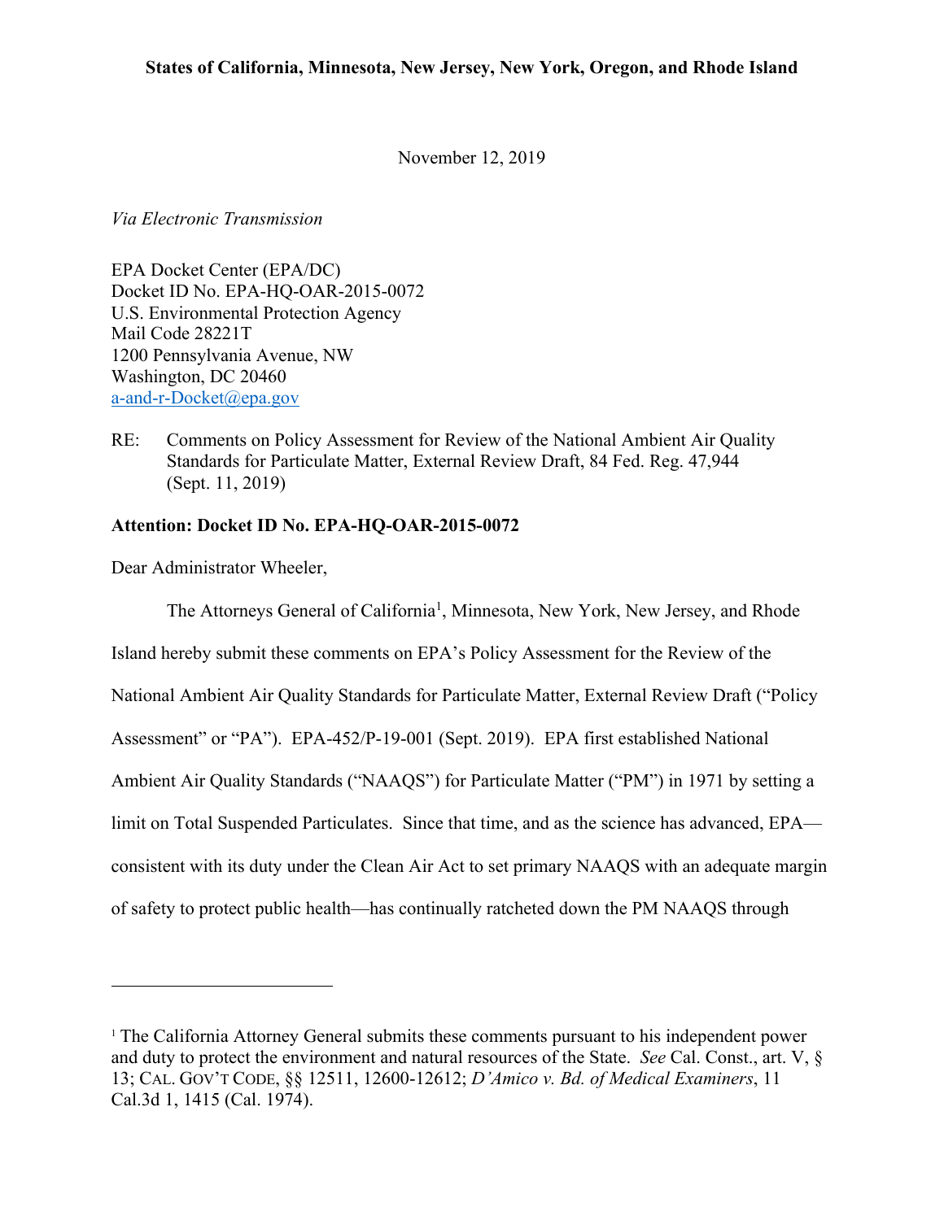**States of California, Minnesota, New Jersey, New York, Oregon, and Rhode Island**

November 12, 2019

*Via Electronic Transmission*

EPA Docket Center (EPA/DC)
Docket ID No. EPA-HQ-OAR-2015-0072
U.S. Environmental Protection Agency
Mail Code 28221T
1200 Pennsylvania Avenue, NW
Washington, DC 20460
a-and-r-Docket@epa.gov

RE: Comments on Policy Assessment for Review of the National Ambient Air Quality Standards for Particulate Matter, External Review Draft, 84 Fed. Reg. 47,944 (Sept. 11, 2019)

**Attention: Docket ID No. EPA-HQ-OAR-2015-0072**

Dear Administrator Wheeler,

The Attorneys General of California[1], Minnesota, New York, New Jersey, and Rhode Island hereby submit these comments on EPA's Policy Assessment for the Review of the National Ambient Air Quality Standards for Particulate Matter, External Review Draft ("Policy Assessment" or "PA"). EPA-452/P-19-001 (Sept. 2019). EPA first established National Ambient Air Quality Standards ("NAAQS") for Particulate Matter ("PM") in 1971 by setting a limit on Total Suspended Particulates. Since that time, and as the science has advanced, EPA—consistent with its duty under the Clean Air Act to set primary NAAQS with an adequate margin of safety to protect public health—has continually ratcheted down the PM NAAQS through

---

[1] The California Attorney General submits these comments pursuant to his independent power and duty to protect the environment and natural resources of the State. *See* Cal. Const., art. V, § 13; CAL. GOV'T CODE, §§ 12511, 12600-12612; *D'Amico v. Bd. of Medical Examiners*, 11 Cal.3d 1, 1415 (Cal. 1974).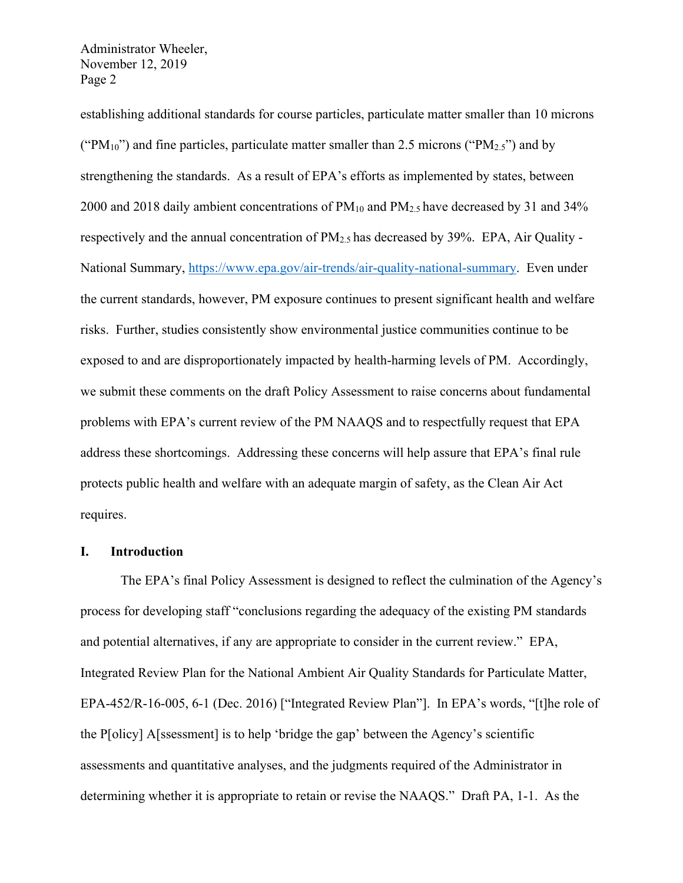establishing additional standards for course particles, particulate matter smaller than 10 microns ("$PM_{10}$") and fine particles, particulate matter smaller than 2.5 microns ("$PM_{2.5}$") and by strengthening the standards. As a result of EPA's efforts as implemented by states, between 2000 and 2018 daily ambient concentrations of $PM_{10}$ and $PM_{2.5}$ have decreased by 31 and 34% respectively and the annual concentration of $PM_{2.5}$ has decreased by 39%. EPA, Air Quality - National Summary, https://www.epa.gov/air-trends/air-quality-national-summary. Even under the current standards, however, PM exposure continues to present significant health and welfare risks. Further, studies consistently show environmental justice communities continue to be exposed to and are disproportionately impacted by health-harming levels of PM. Accordingly, we submit these comments on the draft Policy Assessment to raise concerns about fundamental problems with EPA's current review of the PM NAAQS and to respectfully request that EPA address these shortcomings. Addressing these concerns will help assure that EPA's final rule protects public health and welfare with an adequate margin of safety, as the Clean Air Act requires.

## I. Introduction

The EPA's final Policy Assessment is designed to reflect the culmination of the Agency's process for developing staff "conclusions regarding the adequacy of the existing PM standards and potential alternatives, if any are appropriate to consider in the current review." EPA, Integrated Review Plan for the National Ambient Air Quality Standards for Particulate Matter, EPA-452/R-16-005, 6-1 (Dec. 2016) ["Integrated Review Plan"]. In EPA's words, "[t]he role of the P[olicy] A[ssessment] is to help 'bridge the gap' between the Agency's scientific assessments and quantitative analyses, and the judgments required of the Administrator in determining whether it is appropriate to retain or revise the NAAQS." Draft PA, 1-1. As the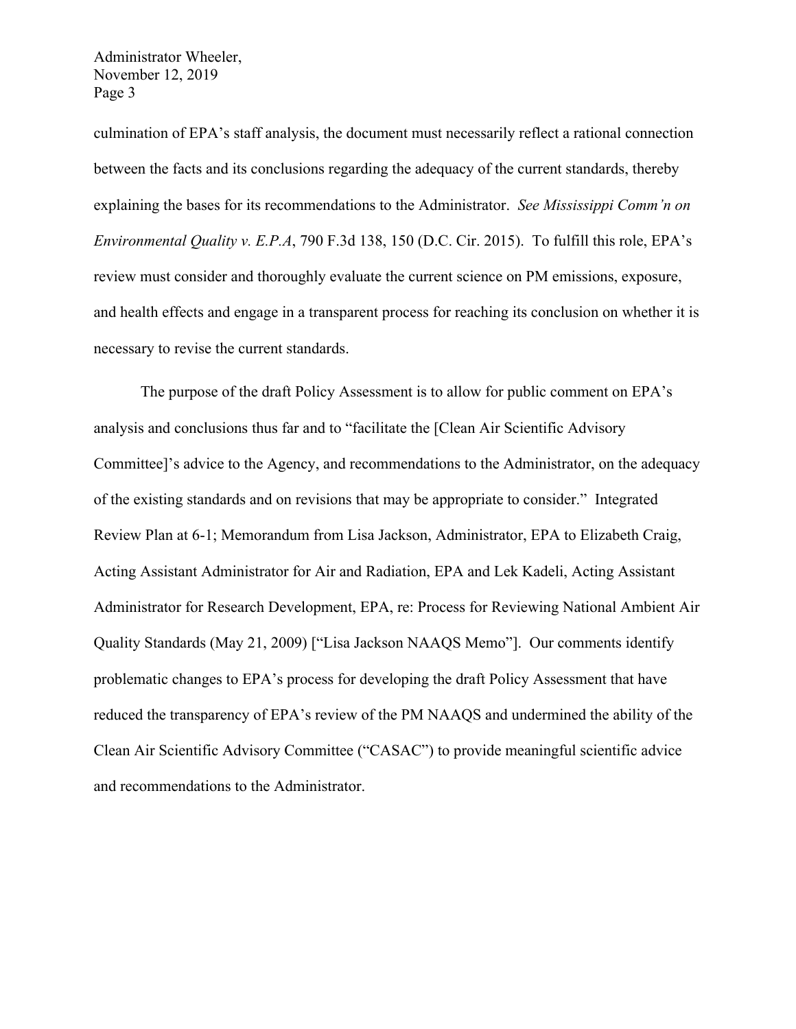culmination of EPA's staff analysis, the document must necessarily reflect a rational connection between the facts and its conclusions regarding the adequacy of the current standards, thereby explaining the bases for its recommendations to the Administrator. *See Mississippi Comm'n on Environmental Quality v. E.P.A*, 790 F.3d 138, 150 (D.C. Cir. 2015). To fulfill this role, EPA's review must consider and thoroughly evaluate the current science on PM emissions, exposure, and health effects and engage in a transparent process for reaching its conclusion on whether it is necessary to revise the current standards.

The purpose of the draft Policy Assessment is to allow for public comment on EPA's analysis and conclusions thus far and to "facilitate the [Clean Air Scientific Advisory Committee]'s advice to the Agency, and recommendations to the Administrator, on the adequacy of the existing standards and on revisions that may be appropriate to consider." Integrated Review Plan at 6-1; Memorandum from Lisa Jackson, Administrator, EPA to Elizabeth Craig, Acting Assistant Administrator for Air and Radiation, EPA and Lek Kadeli, Acting Assistant Administrator for Research Development, EPA, re: Process for Reviewing National Ambient Air Quality Standards (May 21, 2009) ["Lisa Jackson NAAQS Memo"]. Our comments identify problematic changes to EPA's process for developing the draft Policy Assessment that have reduced the transparency of EPA's review of the PM NAAQS and undermined the ability of the Clean Air Scientific Advisory Committee ("CASAC") to provide meaningful scientific advice and recommendations to the Administrator.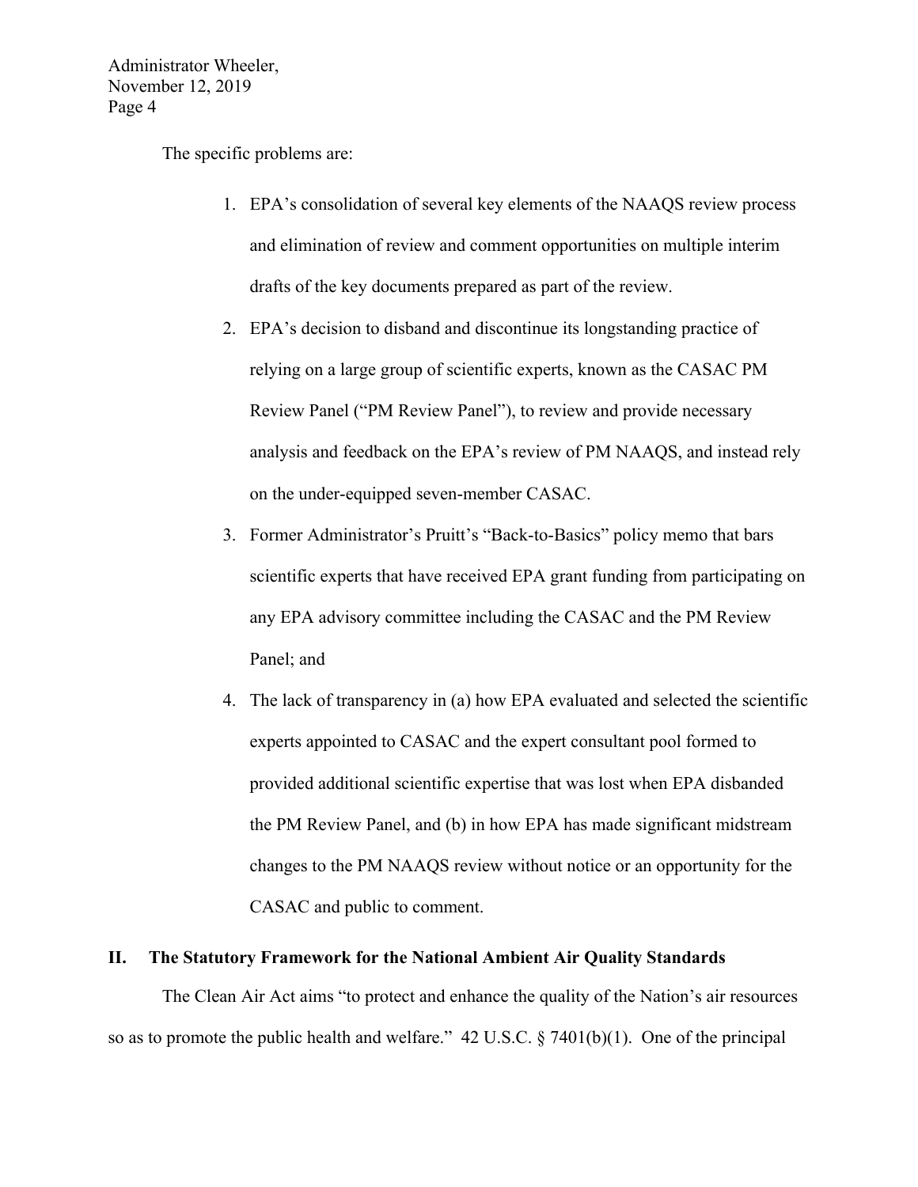The specific problems are:

1. EPA's consolidation of several key elements of the NAAQS review process and elimination of review and comment opportunities on multiple interim drafts of the key documents prepared as part of the review.
2. EPA's decision to disband and discontinue its longstanding practice of relying on a large group of scientific experts, known as the CASAC PM Review Panel ("PM Review Panel"), to review and provide necessary analysis and feedback on the EPA's review of PM NAAQS, and instead rely on the under-equipped seven-member CASAC.
3. Former Administrator's Pruitt's "Back-to-Basics" policy memo that bars scientific experts that have received EPA grant funding from participating on any EPA advisory committee including the CASAC and the PM Review Panel; and
4. The lack of transparency in (a) how EPA evaluated and selected the scientific experts appointed to CASAC and the expert consultant pool formed to provided additional scientific expertise that was lost when EPA disbanded the PM Review Panel, and (b) in how EPA has made significant midstream changes to the PM NAAQS review without notice or an opportunity for the CASAC and public to comment.

## II. The Statutory Framework for the National Ambient Air Quality Standards

The Clean Air Act aims "to protect and enhance the quality of the Nation's air resources so as to promote the public health and welfare." 42 U.S.C. § 7401(b)(1). One of the principal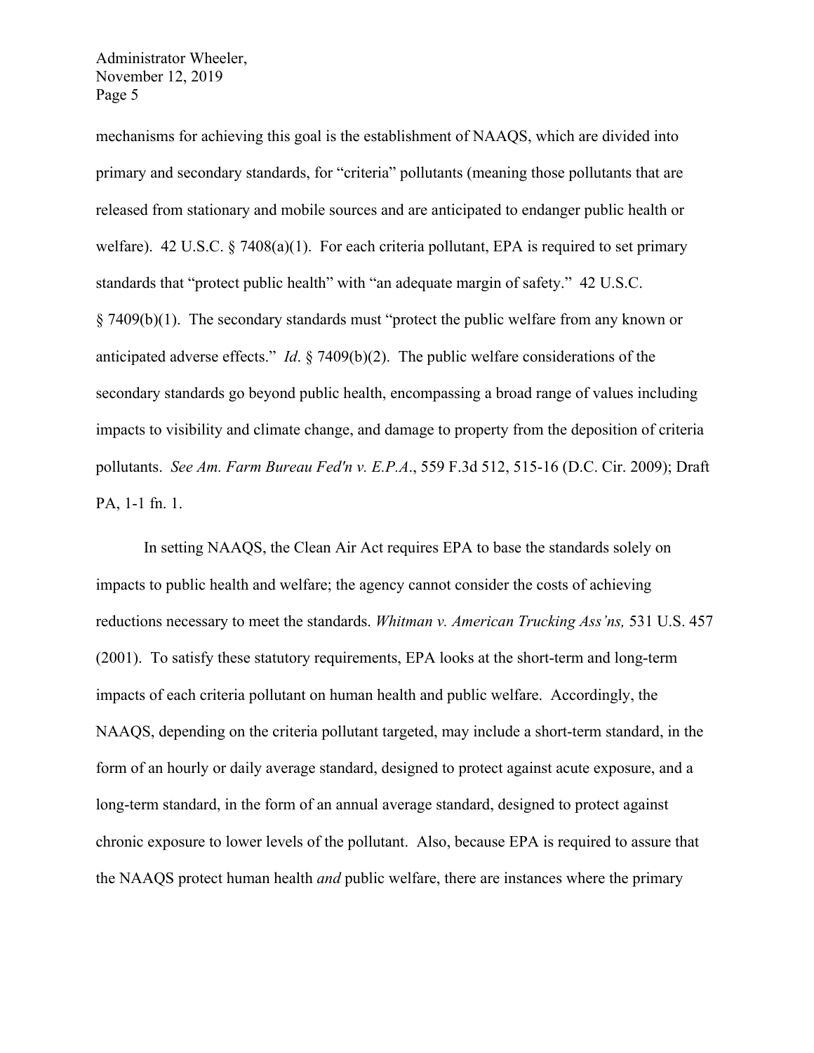mechanisms for achieving this goal is the establishment of NAAQS, which are divided into primary and secondary standards, for "criteria" pollutants (meaning those pollutants that are released from stationary and mobile sources and are anticipated to endanger public health or welfare). 42 U.S.C. § 7408(a)(1). For each criteria pollutant, EPA is required to set primary standards that "protect public health" with "an adequate margin of safety." 42 U.S.C. § 7409(b)(1). The secondary standards must "protect the public welfare from any known or anticipated adverse effects." *Id*. § 7409(b)(2). The public welfare considerations of the secondary standards go beyond public health, encompassing a broad range of values including impacts to visibility and climate change, and damage to property from the deposition of criteria pollutants. *See Am. Farm Bureau Fed'n v. E.P.A*., 559 F.3d 512, 515-16 (D.C. Cir. 2009); Draft PA, 1-1 fn. 1.

In setting NAAQS, the Clean Air Act requires EPA to base the standards solely on impacts to public health and welfare; the agency cannot consider the costs of achieving reductions necessary to meet the standards. *Whitman v. American Trucking Ass'ns,* 531 U.S. 457 (2001). To satisfy these statutory requirements, EPA looks at the short-term and long-term impacts of each criteria pollutant on human health and public welfare. Accordingly, the NAAQS, depending on the criteria pollutant targeted, may include a short-term standard, in the form of an hourly or daily average standard, designed to protect against acute exposure, and a long-term standard, in the form of an annual average standard, designed to protect against chronic exposure to lower levels of the pollutant. Also, because EPA is required to assure that the NAAQS protect human health *and* public welfare, there are instances where the primary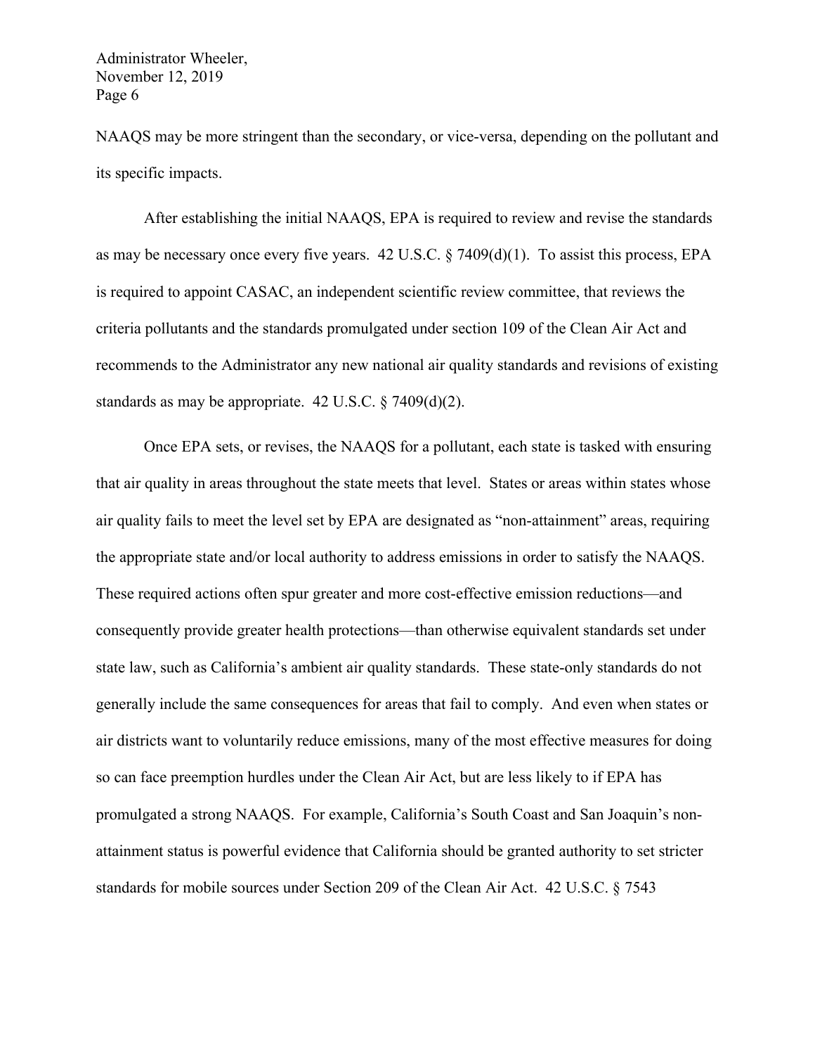NAAQS may be more stringent than the secondary, or vice-versa, depending on the pollutant and its specific impacts.

After establishing the initial NAAQS, EPA is required to review and revise the standards as may be necessary once every five years. 42 U.S.C. § 7409(d)(1). To assist this process, EPA is required to appoint CASAC, an independent scientific review committee, that reviews the criteria pollutants and the standards promulgated under section 109 of the Clean Air Act and recommends to the Administrator any new national air quality standards and revisions of existing standards as may be appropriate. 42 U.S.C. § 7409(d)(2).

Once EPA sets, or revises, the NAAQS for a pollutant, each state is tasked with ensuring that air quality in areas throughout the state meets that level. States or areas within states whose air quality fails to meet the level set by EPA are designated as "non-attainment" areas, requiring the appropriate state and/or local authority to address emissions in order to satisfy the NAAQS. These required actions often spur greater and more cost-effective emission reductions—and consequently provide greater health protections—than otherwise equivalent standards set under state law, such as California's ambient air quality standards. These state-only standards do not generally include the same consequences for areas that fail to comply. And even when states or air districts want to voluntarily reduce emissions, many of the most effective measures for doing so can face preemption hurdles under the Clean Air Act, but are less likely to if EPA has promulgated a strong NAAQS. For example, California's South Coast and San Joaquin's non-attainment status is powerful evidence that California should be granted authority to set stricter standards for mobile sources under Section 209 of the Clean Air Act. 42 U.S.C. § 7543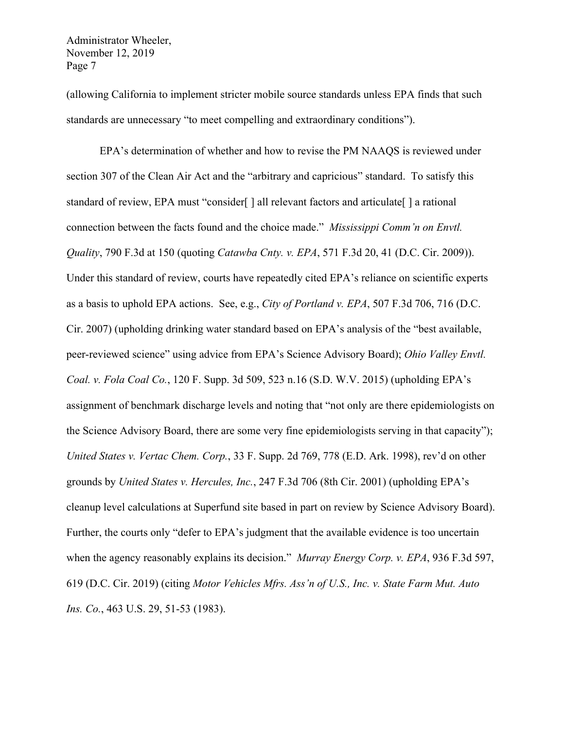(allowing California to implement stricter mobile source standards unless EPA finds that such standards are unnecessary "to meet compelling and extraordinary conditions").

EPA's determination of whether and how to revise the PM NAAQS is reviewed under section 307 of the Clean Air Act and the "arbitrary and capricious" standard. To satisfy this standard of review, EPA must "consider[ ] all relevant factors and articulate[ ] a rational connection between the facts found and the choice made." *Mississippi Comm'n on Envtl. Quality*, 790 F.3d at 150 (quoting *Catawba Cnty. v. EPA*, 571 F.3d 20, 41 (D.C. Cir. 2009)). Under this standard of review, courts have repeatedly cited EPA's reliance on scientific experts as a basis to uphold EPA actions. See, e.g., *City of Portland v. EPA*, 507 F.3d 706, 716 (D.C. Cir. 2007) (upholding drinking water standard based on EPA's analysis of the "best available, peer-reviewed science" using advice from EPA's Science Advisory Board); *Ohio Valley Envtl. Coal. v. Fola Coal Co.*, 120 F. Supp. 3d 509, 523 n.16 (S.D. W.V. 2015) (upholding EPA's assignment of benchmark discharge levels and noting that "not only are there epidemiologists on the Science Advisory Board, there are some very fine epidemiologists serving in that capacity"); *United States v. Vertac Chem. Corp.*, 33 F. Supp. 2d 769, 778 (E.D. Ark. 1998), rev'd on other grounds by *United States v. Hercules, Inc.*, 247 F.3d 706 (8th Cir. 2001) (upholding EPA's cleanup level calculations at Superfund site based in part on review by Science Advisory Board). Further, the courts only "defer to EPA's judgment that the available evidence is too uncertain when the agency reasonably explains its decision." *Murray Energy Corp. v. EPA*, 936 F.3d 597, 619 (D.C. Cir. 2019) (citing *Motor Vehicles Mfrs. Ass'n of U.S., Inc. v. State Farm Mut. Auto Ins. Co.*, 463 U.S. 29, 51-53 (1983).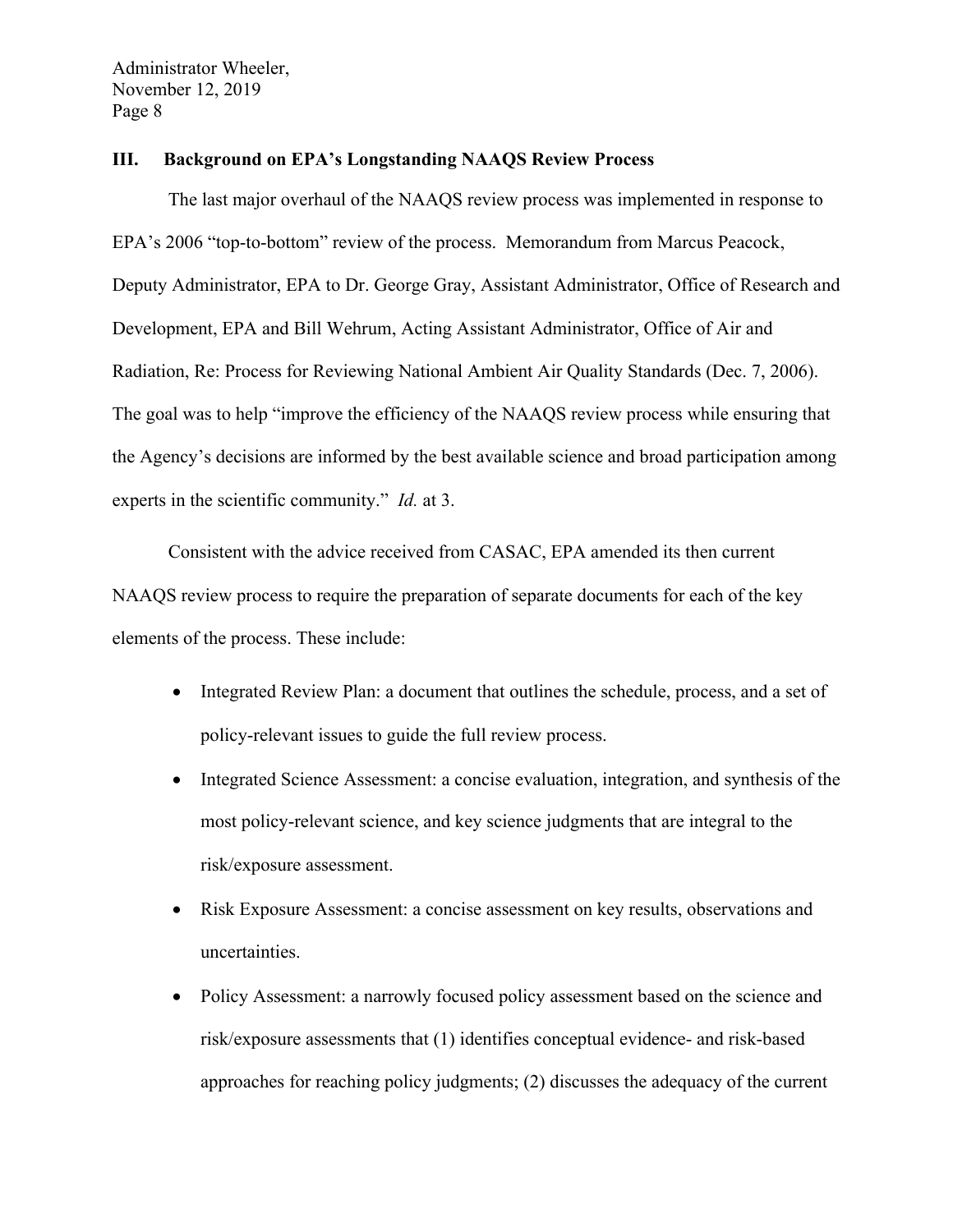## III. Background on EPA's Longstanding NAAQS Review Process

The last major overhaul of the NAAQS review process was implemented in response to EPA's 2006 "top-to-bottom" review of the process. Memorandum from Marcus Peacock, Deputy Administrator, EPA to Dr. George Gray, Assistant Administrator, Office of Research and Development, EPA and Bill Wehrum, Acting Assistant Administrator, Office of Air and Radiation, Re: Process for Reviewing National Ambient Air Quality Standards (Dec. 7, 2006). The goal was to help "improve the efficiency of the NAAQS review process while ensuring that the Agency's decisions are informed by the best available science and broad participation among experts in the scientific community." *Id.* at 3.

Consistent with the advice received from CASAC, EPA amended its then current NAAQS review process to require the preparation of separate documents for each of the key elements of the process. These include:

- Integrated Review Plan: a document that outlines the schedule, process, and a set of policy-relevant issues to guide the full review process.
- Integrated Science Assessment: a concise evaluation, integration, and synthesis of the most policy-relevant science, and key science judgments that are integral to the risk/exposure assessment.
- Risk Exposure Assessment: a concise assessment on key results, observations and uncertainties.
- Policy Assessment: a narrowly focused policy assessment based on the science and risk/exposure assessments that (1) identifies conceptual evidence- and risk-based approaches for reaching policy judgments; (2) discusses the adequacy of the current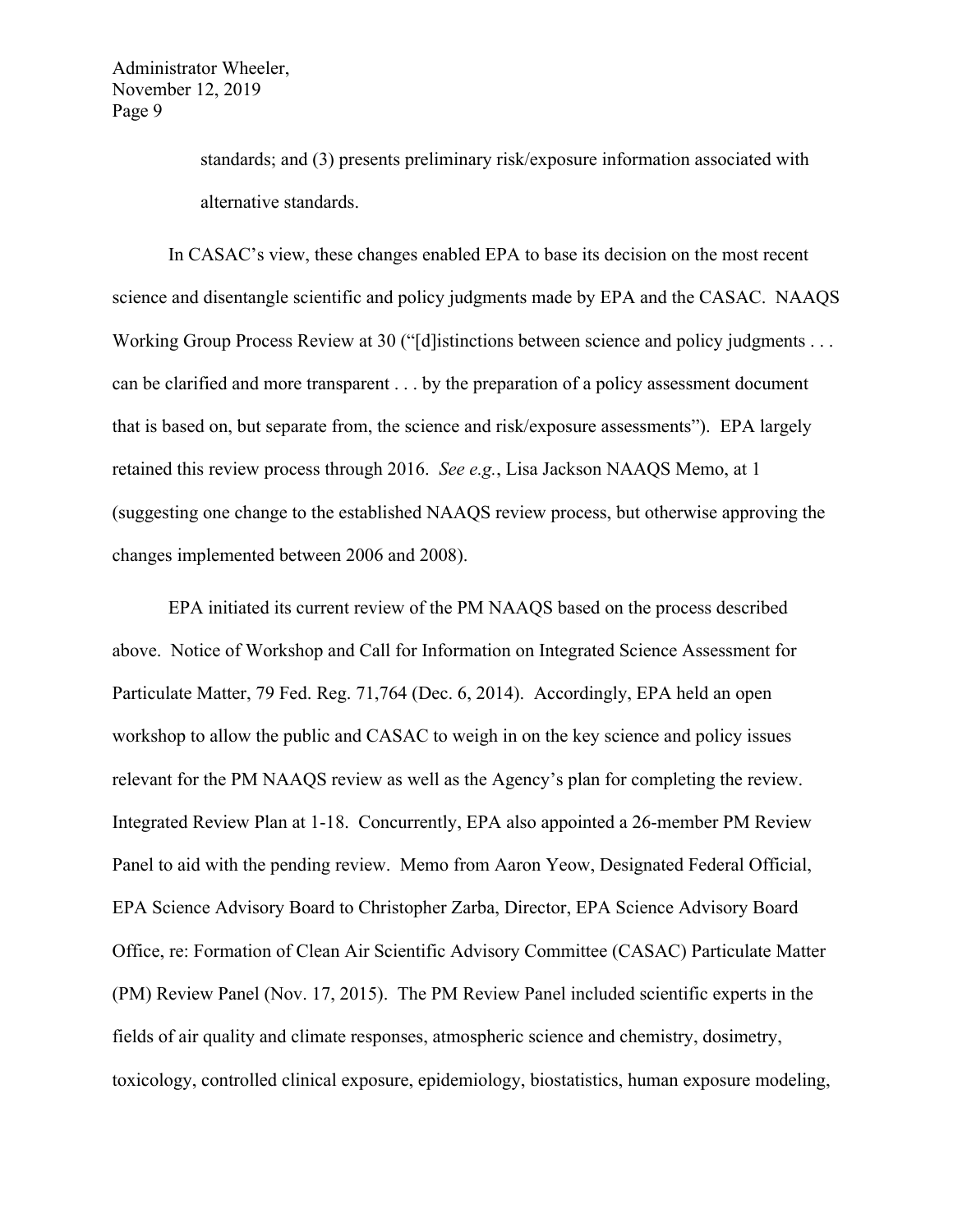standards; and (3) presents preliminary risk/exposure information associated with alternative standards.

In CASAC's view, these changes enabled EPA to base its decision on the most recent science and disentangle scientific and policy judgments made by EPA and the CASAC. NAAQS Working Group Process Review at 30 ("[d]istinctions between science and policy judgments . . . can be clarified and more transparent . . . by the preparation of a policy assessment document that is based on, but separate from, the science and risk/exposure assessments"). EPA largely retained this review process through 2016. *See e.g.*, Lisa Jackson NAAQS Memo, at 1 (suggesting one change to the established NAAQS review process, but otherwise approving the changes implemented between 2006 and 2008).

EPA initiated its current review of the PM NAAQS based on the process described above. Notice of Workshop and Call for Information on Integrated Science Assessment for Particulate Matter, 79 Fed. Reg. 71,764 (Dec. 6, 2014). Accordingly, EPA held an open workshop to allow the public and CASAC to weigh in on the key science and policy issues relevant for the PM NAAQS review as well as the Agency's plan for completing the review. Integrated Review Plan at 1-18. Concurrently, EPA also appointed a 26-member PM Review Panel to aid with the pending review. Memo from Aaron Yeow, Designated Federal Official, EPA Science Advisory Board to Christopher Zarba, Director, EPA Science Advisory Board Office, re: Formation of Clean Air Scientific Advisory Committee (CASAC) Particulate Matter (PM) Review Panel (Nov. 17, 2015). The PM Review Panel included scientific experts in the fields of air quality and climate responses, atmospheric science and chemistry, dosimetry, toxicology, controlled clinical exposure, epidemiology, biostatistics, human exposure modeling,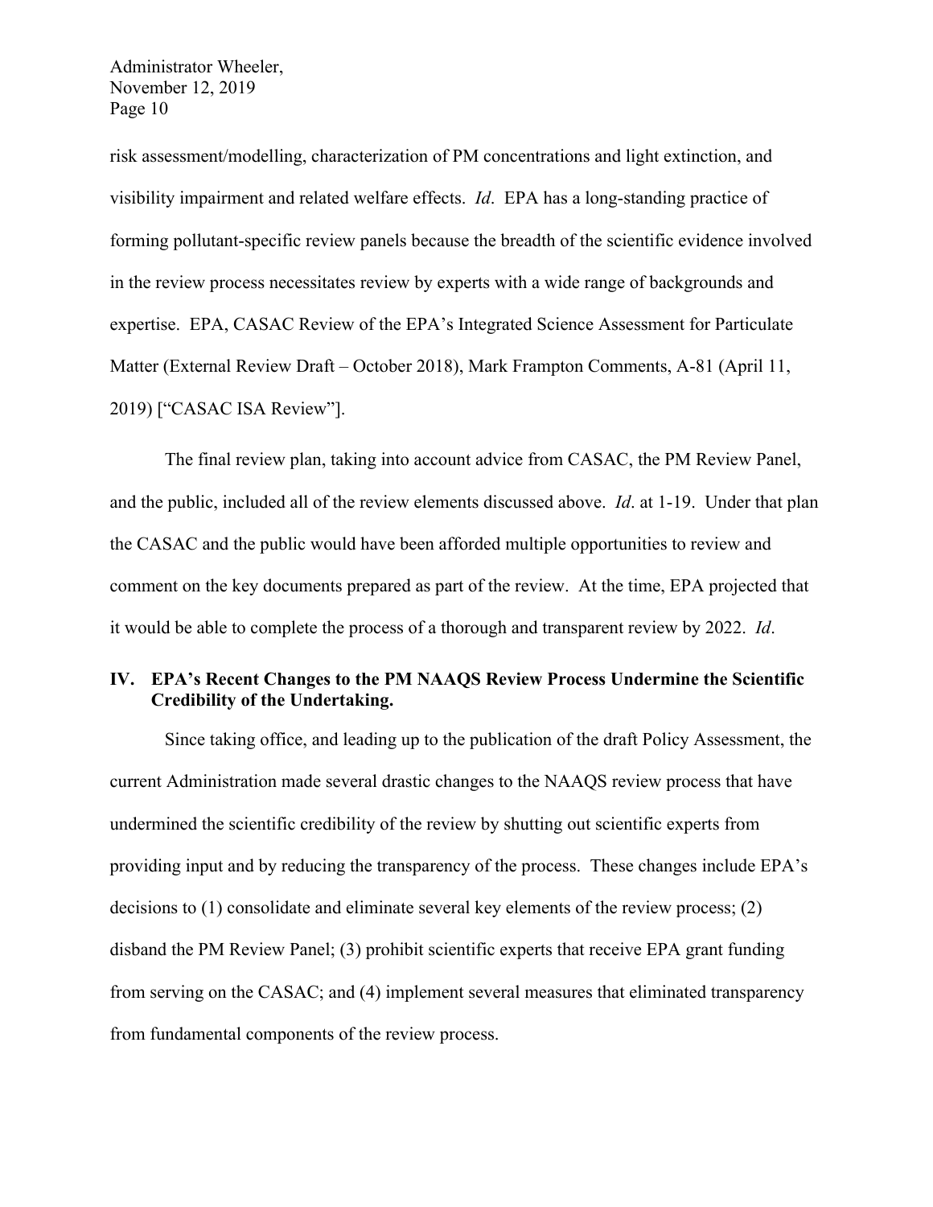risk assessment/modelling, characterization of PM concentrations and light extinction, and visibility impairment and related welfare effects. *Id*. EPA has a long-standing practice of forming pollutant-specific review panels because the breadth of the scientific evidence involved in the review process necessitates review by experts with a wide range of backgrounds and expertise. EPA, CASAC Review of the EPA's Integrated Science Assessment for Particulate Matter (External Review Draft – October 2018), Mark Frampton Comments, A-81 (April 11, 2019) ["CASAC ISA Review"].

The final review plan, taking into account advice from CASAC, the PM Review Panel, and the public, included all of the review elements discussed above. *Id*. at 1-19. Under that plan the CASAC and the public would have been afforded multiple opportunities to review and comment on the key documents prepared as part of the review. At the time, EPA projected that it would be able to complete the process of a thorough and transparent review by 2022. *Id*.

## IV. EPA's Recent Changes to the PM NAAQS Review Process Undermine the Scientific Credibility of the Undertaking.

Since taking office, and leading up to the publication of the draft Policy Assessment, the current Administration made several drastic changes to the NAAQS review process that have undermined the scientific credibility of the review by shutting out scientific experts from providing input and by reducing the transparency of the process. These changes include EPA's decisions to (1) consolidate and eliminate several key elements of the review process; (2) disband the PM Review Panel; (3) prohibit scientific experts that receive EPA grant funding from serving on the CASAC; and (4) implement several measures that eliminated transparency from fundamental components of the review process.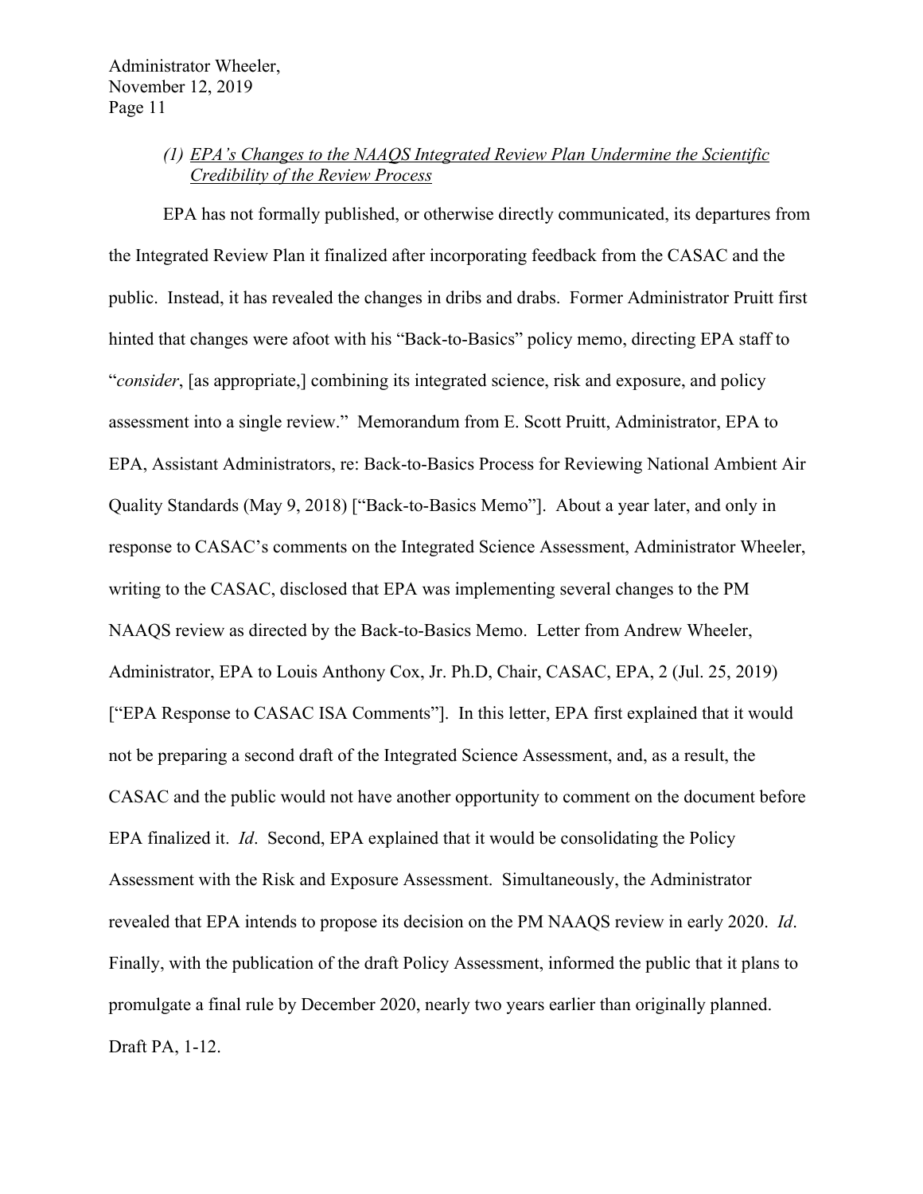*(1) <u>EPA's Changes to the NAAQS Integrated Review Plan Undermine the Scientific Credibility of the Review Process</u>*

EPA has not formally published, or otherwise directly communicated, its departures from the Integrated Review Plan it finalized after incorporating feedback from the CASAC and the public. Instead, it has revealed the changes in dribs and drabs. Former Administrator Pruitt first hinted that changes were afoot with his "Back-to-Basics" policy memo, directing EPA staff to "*consider*, [as appropriate,] combining its integrated science, risk and exposure, and policy assessment into a single review." Memorandum from E. Scott Pruitt, Administrator, EPA to EPA, Assistant Administrators, re: Back-to-Basics Process for Reviewing National Ambient Air Quality Standards (May 9, 2018) ["Back-to-Basics Memo"]. About a year later, and only in response to CASAC's comments on the Integrated Science Assessment, Administrator Wheeler, writing to the CASAC, disclosed that EPA was implementing several changes to the PM NAAQS review as directed by the Back-to-Basics Memo. Letter from Andrew Wheeler, Administrator, EPA to Louis Anthony Cox, Jr. Ph.D, Chair, CASAC, EPA, 2 (Jul. 25, 2019) ["EPA Response to CASAC ISA Comments"]. In this letter, EPA first explained that it would not be preparing a second draft of the Integrated Science Assessment, and, as a result, the CASAC and the public would not have another opportunity to comment on the document before EPA finalized it. *Id*. Second, EPA explained that it would be consolidating the Policy Assessment with the Risk and Exposure Assessment. Simultaneously, the Administrator revealed that EPA intends to propose its decision on the PM NAAQS review in early 2020. *Id*. Finally, with the publication of the draft Policy Assessment, informed the public that it plans to promulgate a final rule by December 2020, nearly two years earlier than originally planned. Draft PA, 1-12.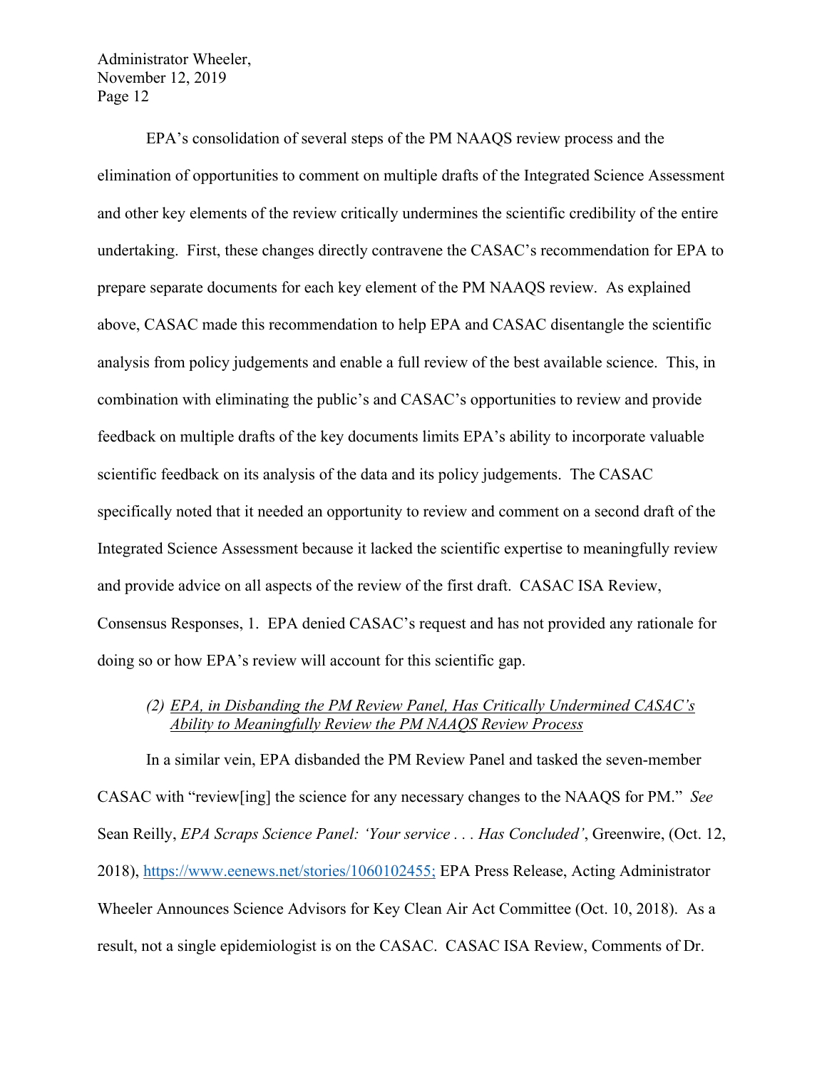EPA's consolidation of several steps of the PM NAAQS review process and the elimination of opportunities to comment on multiple drafts of the Integrated Science Assessment and other key elements of the review critically undermines the scientific credibility of the entire undertaking. First, these changes directly contravene the CASAC's recommendation for EPA to prepare separate documents for each key element of the PM NAAQS review. As explained above, CASAC made this recommendation to help EPA and CASAC disentangle the scientific analysis from policy judgements and enable a full review of the best available science. This, in combination with eliminating the public's and CASAC's opportunities to review and provide feedback on multiple drafts of the key documents limits EPA's ability to incorporate valuable scientific feedback on its analysis of the data and its policy judgements. The CASAC specifically noted that it needed an opportunity to review and comment on a second draft of the Integrated Science Assessment because it lacked the scientific expertise to meaningfully review and provide advice on all aspects of the review of the first draft. CASAC ISA Review, Consensus Responses, 1. EPA denied CASAC's request and has not provided any rationale for doing so or how EPA's review will account for this scientific gap.

*(2) <u>EPA, in Disbanding the PM Review Panel, Has Critically Undermined CASAC's Ability to Meaningfully Review the PM NAAQS Review Process</u>*

In a similar vein, EPA disbanded the PM Review Panel and tasked the seven-member CASAC with "review[ing] the science for any necessary changes to the NAAQS for PM." *See* Sean Reilly, *EPA Scraps Science Panel: 'Your service . . . Has Concluded'*, Greenwire, (Oct. 12, 2018), [https://www.eenews.net/stories/1060102455;](https://www.eenews.net/stories/1060102455) EPA Press Release, Acting Administrator Wheeler Announces Science Advisors for Key Clean Air Act Committee (Oct. 10, 2018). As a result, not a single epidemiologist is on the CASAC. CASAC ISA Review, Comments of Dr.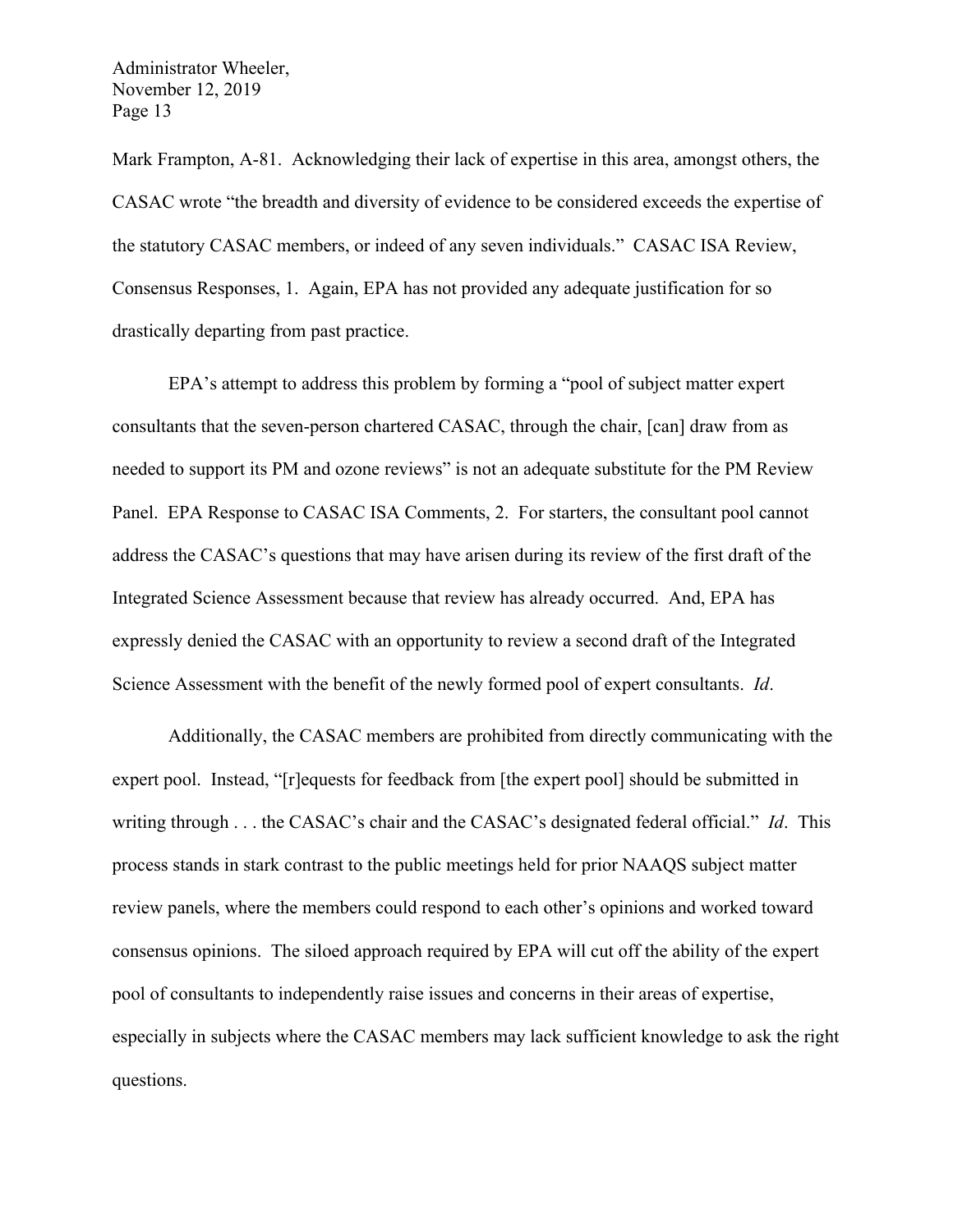Mark Frampton, A-81. Acknowledging their lack of expertise in this area, amongst others, the CASAC wrote "the breadth and diversity of evidence to be considered exceeds the expertise of the statutory CASAC members, or indeed of any seven individuals." CASAC ISA Review, Consensus Responses, 1. Again, EPA has not provided any adequate justification for so drastically departing from past practice.

EPA's attempt to address this problem by forming a "pool of subject matter expert consultants that the seven-person chartered CASAC, through the chair, [can] draw from as needed to support its PM and ozone reviews" is not an adequate substitute for the PM Review Panel. EPA Response to CASAC ISA Comments, 2. For starters, the consultant pool cannot address the CASAC's questions that may have arisen during its review of the first draft of the Integrated Science Assessment because that review has already occurred. And, EPA has expressly denied the CASAC with an opportunity to review a second draft of the Integrated Science Assessment with the benefit of the newly formed pool of expert consultants. *Id*.

Additionally, the CASAC members are prohibited from directly communicating with the expert pool. Instead, "[r]equests for feedback from [the expert pool] should be submitted in writing through . . . the CASAC's chair and the CASAC's designated federal official." *Id*. This process stands in stark contrast to the public meetings held for prior NAAQS subject matter review panels, where the members could respond to each other's opinions and worked toward consensus opinions. The siloed approach required by EPA will cut off the ability of the expert pool of consultants to independently raise issues and concerns in their areas of expertise, especially in subjects where the CASAC members may lack sufficient knowledge to ask the right questions.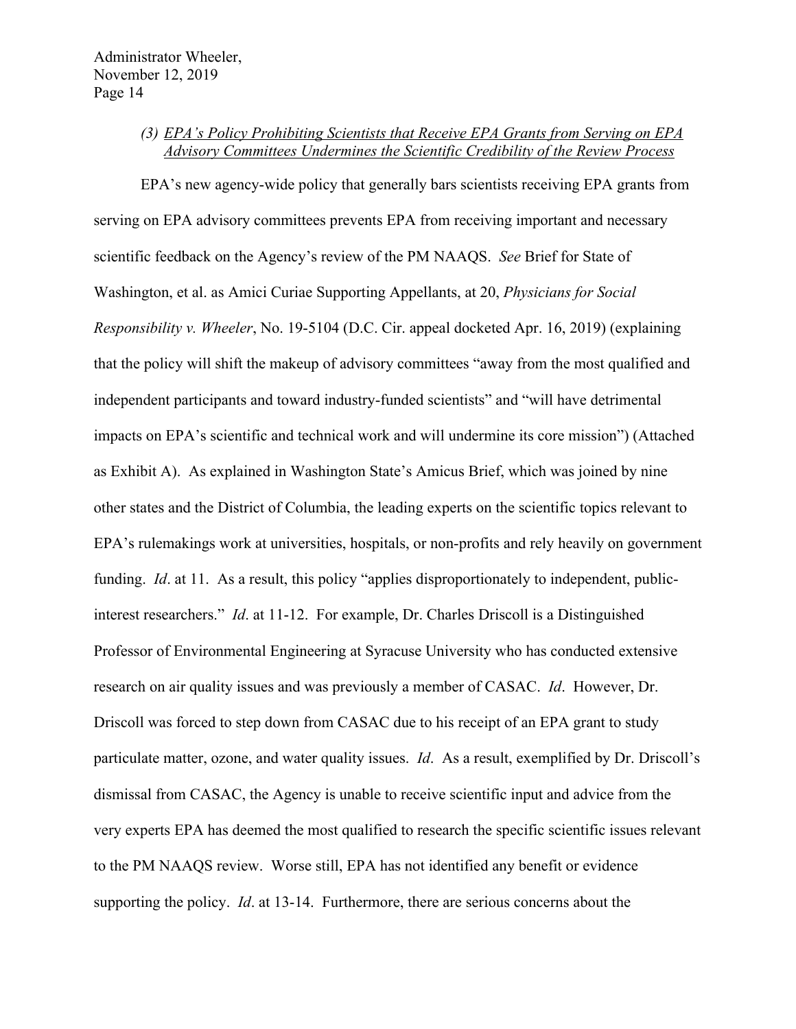*(3) <u>EPA's Policy Prohibiting Scientists that Receive EPA Grants from Serving on EPA Advisory Committees Undermines the Scientific Credibility of the Review Process</u>*

EPA's new agency-wide policy that generally bars scientists receiving EPA grants from serving on EPA advisory committees prevents EPA from receiving important and necessary scientific feedback on the Agency's review of the PM NAAQS. *See* Brief for State of Washington, et al. as Amici Curiae Supporting Appellants, at 20, *Physicians for Social Responsibility v. Wheeler*, No. 19-5104 (D.C. Cir. appeal docketed Apr. 16, 2019) (explaining that the policy will shift the makeup of advisory committees "away from the most qualified and independent participants and toward industry-funded scientists" and "will have detrimental impacts on EPA's scientific and technical work and will undermine its core mission") (Attached as Exhibit A). As explained in Washington State's Amicus Brief, which was joined by nine other states and the District of Columbia, the leading experts on the scientific topics relevant to EPA's rulemakings work at universities, hospitals, or non-profits and rely heavily on government funding. *Id*. at 11. As a result, this policy "applies disproportionately to independent, public-interest researchers." *Id*. at 11-12. For example, Dr. Charles Driscoll is a Distinguished Professor of Environmental Engineering at Syracuse University who has conducted extensive research on air quality issues and was previously a member of CASAC. *Id*. However, Dr. Driscoll was forced to step down from CASAC due to his receipt of an EPA grant to study particulate matter, ozone, and water quality issues. *Id*. As a result, exemplified by Dr. Driscoll's dismissal from CASAC, the Agency is unable to receive scientific input and advice from the very experts EPA has deemed the most qualified to research the specific scientific issues relevant to the PM NAAQS review. Worse still, EPA has not identified any benefit or evidence supporting the policy. *Id*. at 13-14. Furthermore, there are serious concerns about the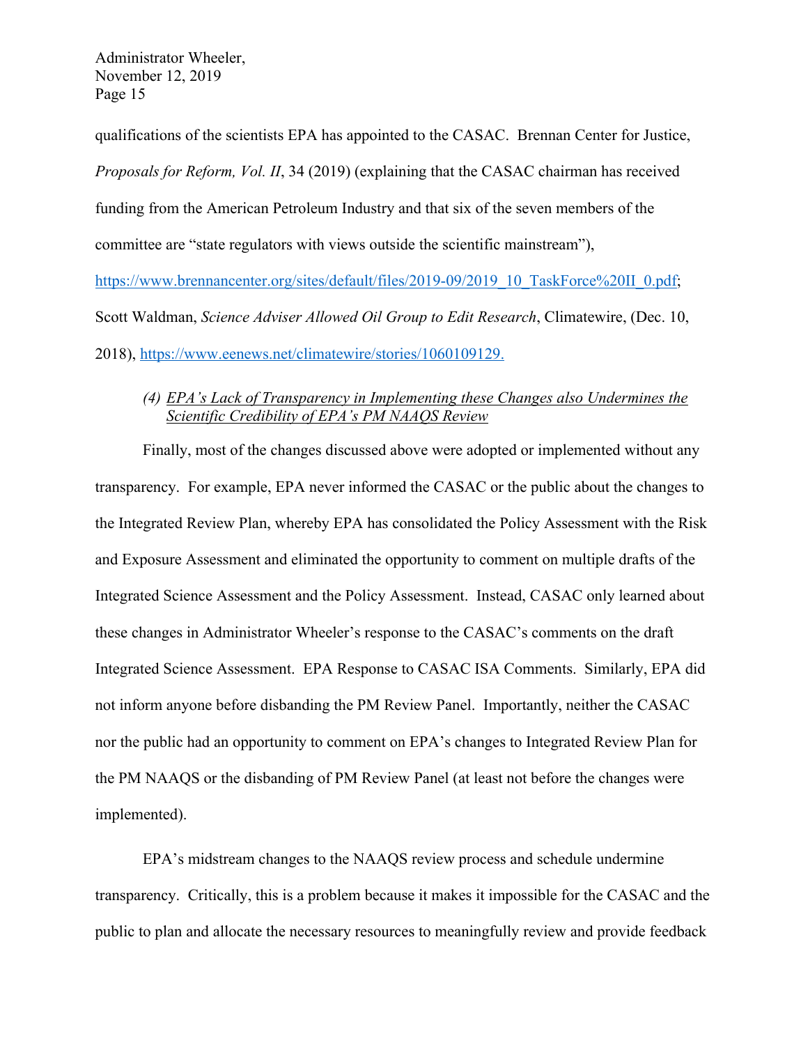qualifications of the scientists EPA has appointed to the CASAC. Brennan Center for Justice, *Proposals for Reform, Vol. II*, 34 (2019) (explaining that the CASAC chairman has received funding from the American Petroleum Industry and that six of the seven members of the committee are "state regulators with views outside the scientific mainstream"), https://www.brennancenter.org/sites/default/files/2019-09/2019_10_TaskForce%20II_0.pdf; Scott Waldman, *Science Adviser Allowed Oil Group to Edit Research*, Climatewire, (Dec. 10, 2018), https://www.eenews.net/climatewire/stories/1060109129.

*(4) EPA's Lack of Transparency in Implementing these Changes also Undermines the Scientific Credibility of EPA's PM NAAQS Review*

Finally, most of the changes discussed above were adopted or implemented without any transparency. For example, EPA never informed the CASAC or the public about the changes to the Integrated Review Plan, whereby EPA has consolidated the Policy Assessment with the Risk and Exposure Assessment and eliminated the opportunity to comment on multiple drafts of the Integrated Science Assessment and the Policy Assessment. Instead, CASAC only learned about these changes in Administrator Wheeler's response to the CASAC's comments on the draft Integrated Science Assessment. EPA Response to CASAC ISA Comments. Similarly, EPA did not inform anyone before disbanding the PM Review Panel. Importantly, neither the CASAC nor the public had an opportunity to comment on EPA's changes to Integrated Review Plan for the PM NAAQS or the disbanding of PM Review Panel (at least not before the changes were implemented).

EPA's midstream changes to the NAAQS review process and schedule undermine transparency. Critically, this is a problem because it makes it impossible for the CASAC and the public to plan and allocate the necessary resources to meaningfully review and provide feedback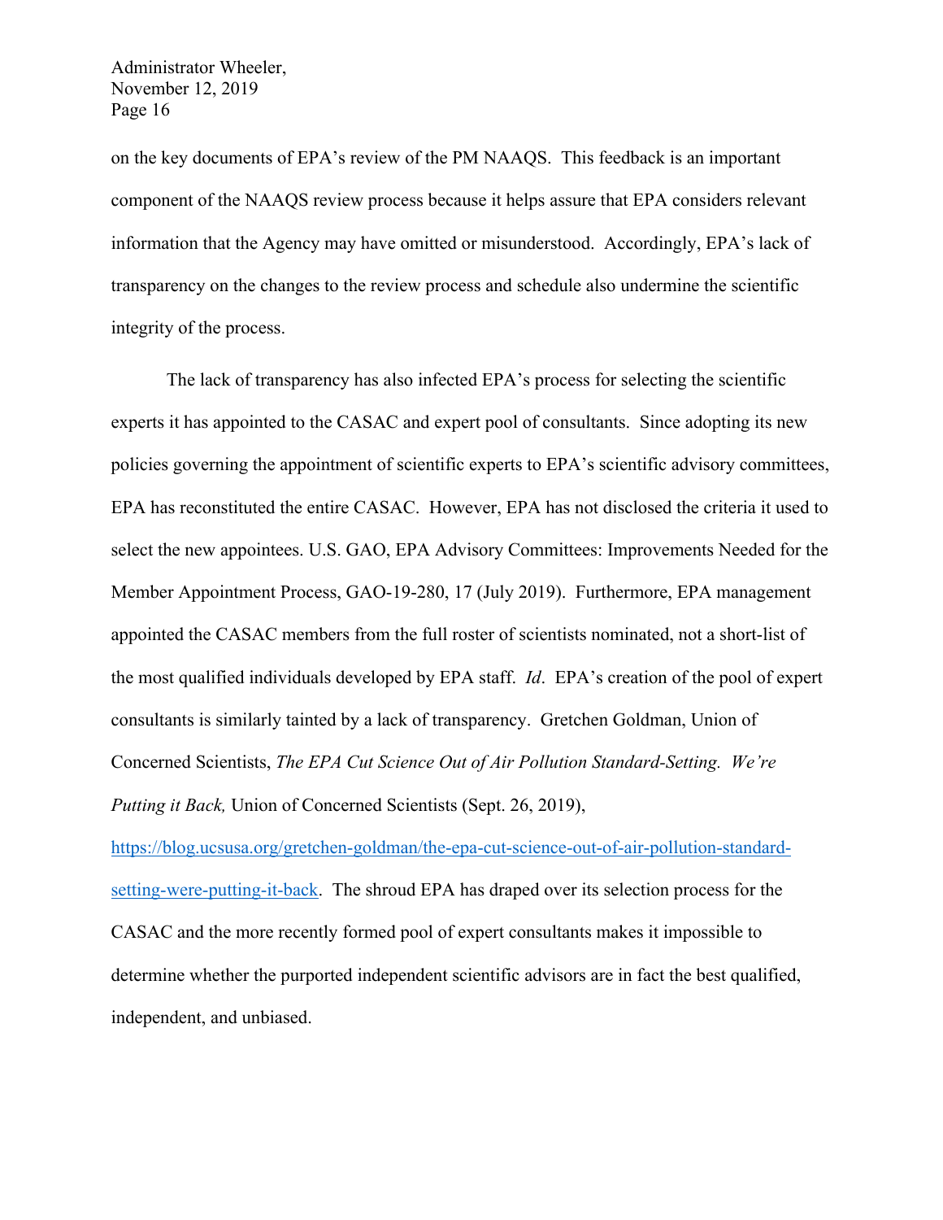on the key documents of EPA's review of the PM NAAQS. This feedback is an important component of the NAAQS review process because it helps assure that EPA considers relevant information that the Agency may have omitted or misunderstood. Accordingly, EPA's lack of transparency on the changes to the review process and schedule also undermine the scientific integrity of the process.

The lack of transparency has also infected EPA's process for selecting the scientific experts it has appointed to the CASAC and expert pool of consultants. Since adopting its new policies governing the appointment of scientific experts to EPA's scientific advisory committees, EPA has reconstituted the entire CASAC. However, EPA has not disclosed the criteria it used to select the new appointees. U.S. GAO, EPA Advisory Committees: Improvements Needed for the Member Appointment Process, GAO-19-280, 17 (July 2019). Furthermore, EPA management appointed the CASAC members from the full roster of scientists nominated, not a short-list of the most qualified individuals developed by EPA staff. *Id*. EPA's creation of the pool of expert consultants is similarly tainted by a lack of transparency. Gretchen Goldman, Union of Concerned Scientists, *The EPA Cut Science Out of Air Pollution Standard-Setting. We're Putting it Back,* Union of Concerned Scientists (Sept. 26, 2019), [https://blog.ucsusa.org/gretchen-goldman/the-epa-cut-science-out-of-air-pollution-standard-setting-were-putting-it-back](https://blog.ucsusa.org/gretchen-goldman/the-epa-cut-science-out-of-air-pollution-standard-setting-were-putting-it-back). The shroud EPA has draped over its selection process for the CASAC and the more recently formed pool of expert consultants makes it impossible to determine whether the purported independent scientific advisors are in fact the best qualified, independent, and unbiased.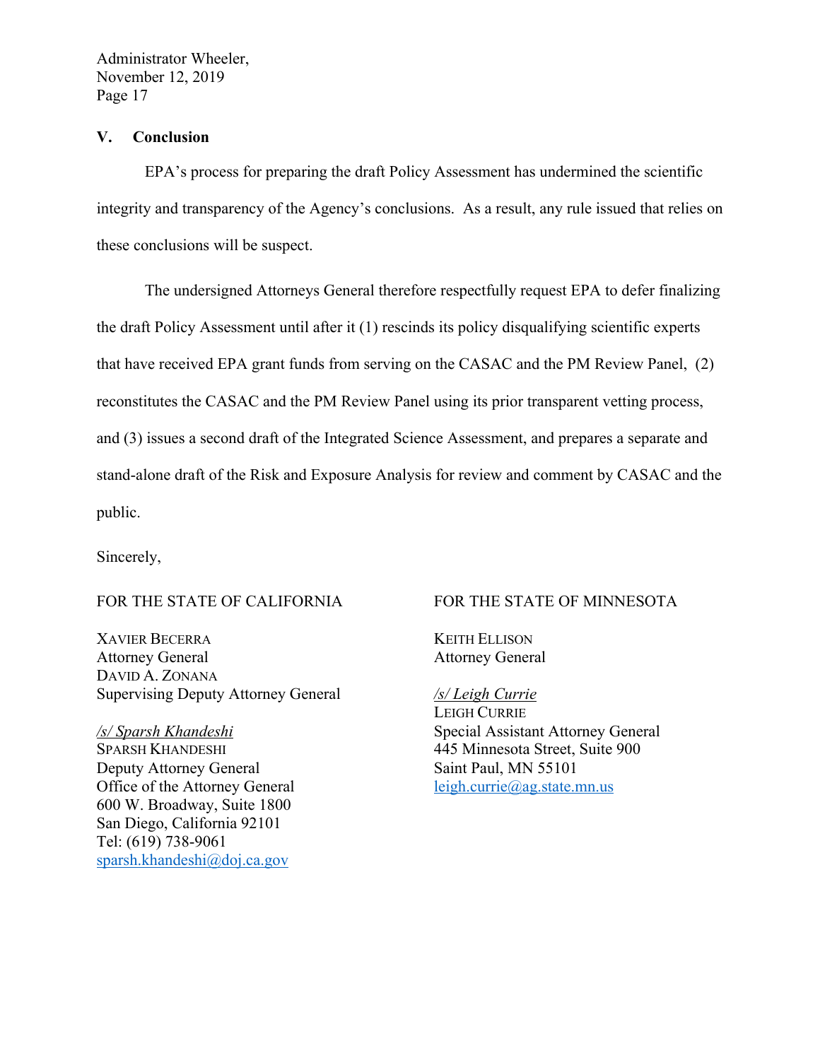## V. Conclusion

EPA's process for preparing the draft Policy Assessment has undermined the scientific integrity and transparency of the Agency's conclusions. As a result, any rule issued that relies on these conclusions will be suspect.

The undersigned Attorneys General therefore respectfully request EPA to defer finalizing the draft Policy Assessment until after it (1) rescinds its policy disqualifying scientific experts that have received EPA grant funds from serving on the CASAC and the PM Review Panel, (2) reconstitutes the CASAC and the PM Review Panel using its prior transparent vetting process, and (3) issues a second draft of the Integrated Science Assessment, and prepares a separate and stand-alone draft of the Risk and Exposure Analysis for review and comment by CASAC and the public.

Sincerely,

FOR THE STATE OF CALIFORNIA

XAVIER BECERRA
Attorney General
DAVID A. ZONANA
Supervising Deputy Attorney General

*/s/ Sparsh Khandeshi*
SPARSH KHANDESHI
Deputy Attorney General
Office of the Attorney General
600 W. Broadway, Suite 1800
San Diego, California 92101
Tel: (619) 738-9061
sparsh.khandeshi@doj.ca.gov

FOR THE STATE OF MINNESOTA

KEITH ELLISON
Attorney General

*/s/ Leigh Currie*
LEIGH CURRIE
Special Assistant Attorney General
445 Minnesota Street, Suite 900
Saint Paul, MN 55101
leigh.currie@ag.state.mn.us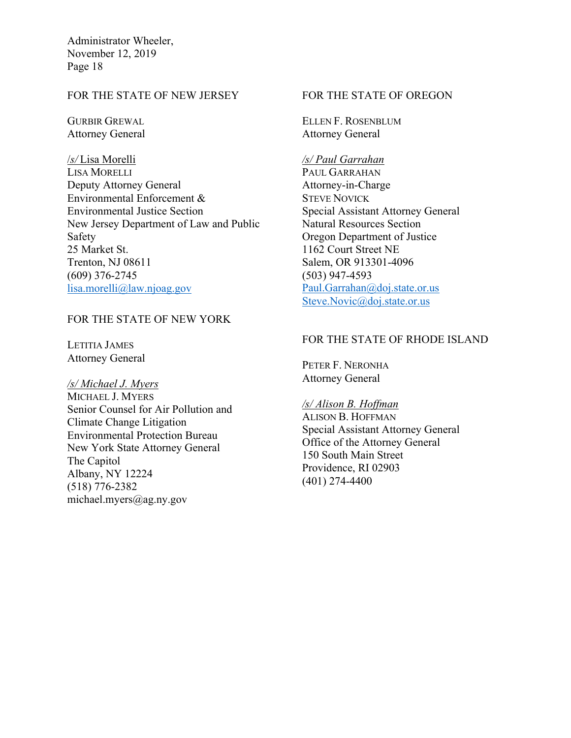FOR THE STATE OF NEW JERSEY

GURBIR GREWAL
Attorney General

/s/ Lisa Morelli
LISA MORELLI
Deputy Attorney General
Environmental Enforcement &
Environmental Justice Section
New Jersey Department of Law and Public
Safety
25 Market St.
Trenton, NJ 08611
(609) 376-2745
lisa.morelli@law.njoag.gov

FOR THE STATE OF NEW YORK

LETITIA JAMES
Attorney General

*/s/ Michael J. Myers*
MICHAEL J. MYERS
Senior Counsel for Air Pollution and
Climate Change Litigation
Environmental Protection Bureau
New York State Attorney General
The Capitol
Albany, NY 12224
(518) 776-2382
michael.myers@ag.ny.gov

FOR THE STATE OF OREGON

ELLEN F. ROSENBLUM
Attorney General

*/s/ Paul Garrahan*
PAUL GARRAHAN
Attorney-in-Charge
STEVE NOVICK
Special Assistant Attorney General
Natural Resources Section
Oregon Department of Justice
1162 Court Street NE
Salem, OR 913301-4096
(503) 947-4593
Paul.Garrahan@doj.state.or.us
Steve.Novic@doj.state.or.us

FOR THE STATE OF RHODE ISLAND

PETER F. NERONHA
Attorney General

*/s/ Alison B. Hoffman*
ALISON B. HOFFMAN
Special Assistant Attorney General
Office of the Attorney General
150 South Main Street
Providence, RI 02903
(401) 274-4400